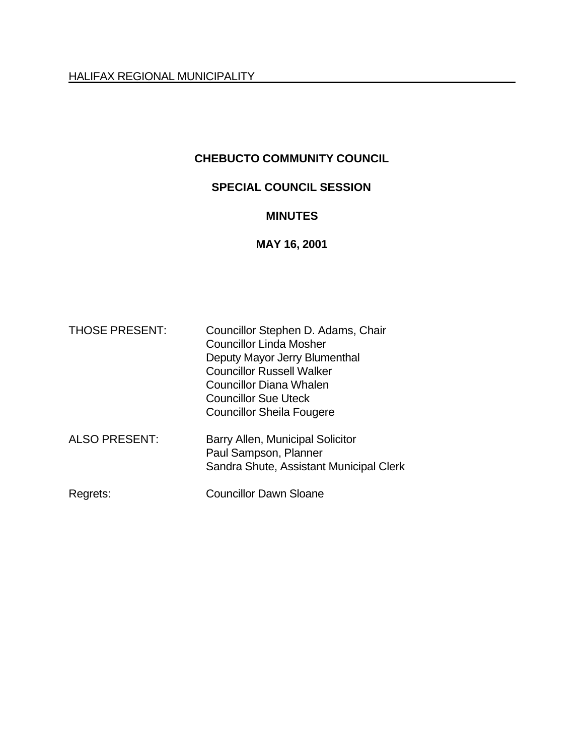HALIFAX REGIONAL MUNICIPALITY

# CHEBUCTO COMMUNITY COUNCIL

## SPECIAL COUNCIL SESSION

## MINUTES

## MAY 16, 2001

| | |
|---|---|
| THOSE PRESENT: | Councillor Stephen D. Adams, Chair<br>Councillor Linda Mosher<br>Deputy Mayor Jerry Blumenthal<br>Councillor Russell Walker<br>Councillor Diana Whalen<br>Councillor Sue Uteck<br>Councillor Sheila Fougere |
| ALSO PRESENT: | Barry Allen, Municipal Solicitor<br>Paul Sampson, Planner<br>Sandra Shute, Assistant Municipal Clerk |
| Regrets: | Councillor Dawn Sloane |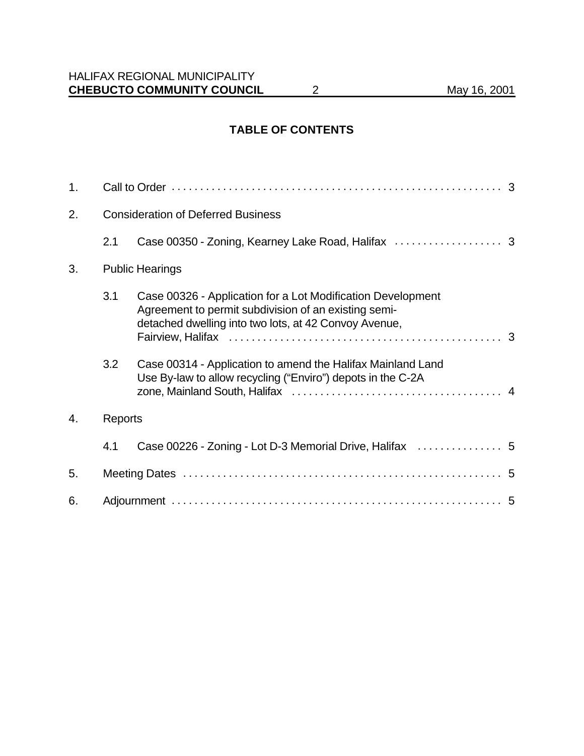## TABLE OF CONTENTS

1. Call to Order . . . . . . . . . . . . . . . . . . . . . . . . . . . . . . . . . . . . . . . . . . . . . . . . . . . . . . . . . 3

2. Consideration of Deferred Business

   2.1 Case 00350 - Zoning, Kearney Lake Road, Halifax . . . . . . . . . . . . . . . . . . . 3

3. Public Hearings

   3.1 Case 00326 - Application for a Lot Modification Development Agreement to permit subdivision of an existing semi-detached dwelling into two lots, at 42 Convoy Avenue, Fairview, Halifax . . . . . . . . . . . . . . . . . . . . . . . . . . . . . . . . . . . . . . . . . . . . . . . . 3

   3.2 Case 00314 - Application to amend the Halifax Mainland Land Use By-law to allow recycling ("Enviro") depots in the C-2A zone, Mainland South, Halifax . . . . . . . . . . . . . . . . . . . . . . . . . . . . . . . . . . . . . 4

4. Reports

   4.1 Case 00226 - Zoning - Lot D-3 Memorial Drive, Halifax . . . . . . . . . . . . . . . 5

5. Meeting Dates . . . . . . . . . . . . . . . . . . . . . . . . . . . . . . . . . . . . . . . . . . . . . . . . . . . . . . . 5

6. Adjournment . . . . . . . . . . . . . . . . . . . . . . . . . . . . . . . . . . . . . . . . . . . . . . . . . . . . . . . . 5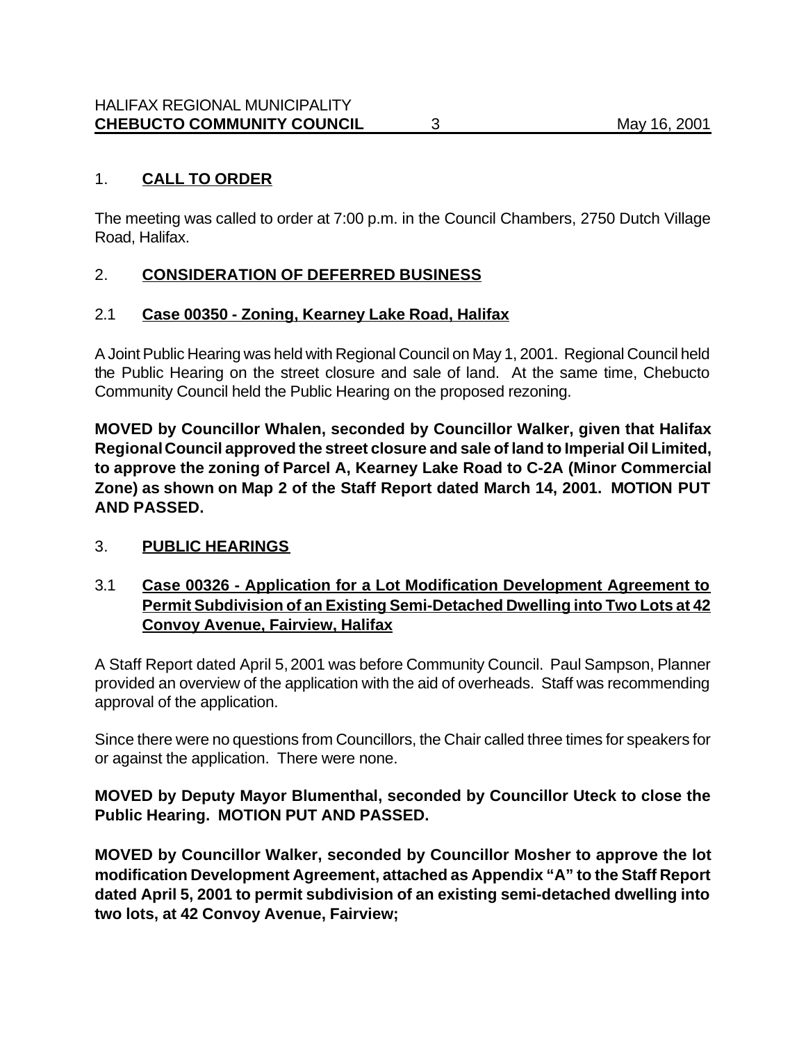## 1. **CALL TO ORDER**

The meeting was called to order at 7:00 p.m. in the Council Chambers, 2750 Dutch Village Road, Halifax.

## 2. **CONSIDERATION OF DEFERRED BUSINESS**

### 2.1 **Case 00350 - Zoning, Kearney Lake Road, Halifax**

A Joint Public Hearing was held with Regional Council on May 1, 2001. Regional Council held the Public Hearing on the street closure and sale of land. At the same time, Chebucto Community Council held the Public Hearing on the proposed rezoning.

**MOVED by Councillor Whalen, seconded by Councillor Walker, given that Halifax Regional Council approved the street closure and sale of land to Imperial Oil Limited, to approve the zoning of Parcel A, Kearney Lake Road to C-2A (Minor Commercial Zone) as shown on Map 2 of the Staff Report dated March 14, 2001. MOTION PUT AND PASSED.**

## 3. **PUBLIC HEARINGS**

### 3.1 **Case 00326 - Application for a Lot Modification Development Agreement to Permit Subdivision of an Existing Semi-Detached Dwelling into Two Lots at 42 Convoy Avenue, Fairview, Halifax**

A Staff Report dated April 5, 2001 was before Community Council. Paul Sampson, Planner provided an overview of the application with the aid of overheads. Staff was recommending approval of the application.

Since there were no questions from Councillors, the Chair called three times for speakers for or against the application. There were none.

**MOVED by Deputy Mayor Blumenthal, seconded by Councillor Uteck to close the Public Hearing. MOTION PUT AND PASSED.**

**MOVED by Councillor Walker, seconded by Councillor Mosher to approve the lot modification Development Agreement, attached as Appendix "A" to the Staff Report dated April 5, 2001 to permit subdivision of an existing semi-detached dwelling into two lots, at 42 Convoy Avenue, Fairview;**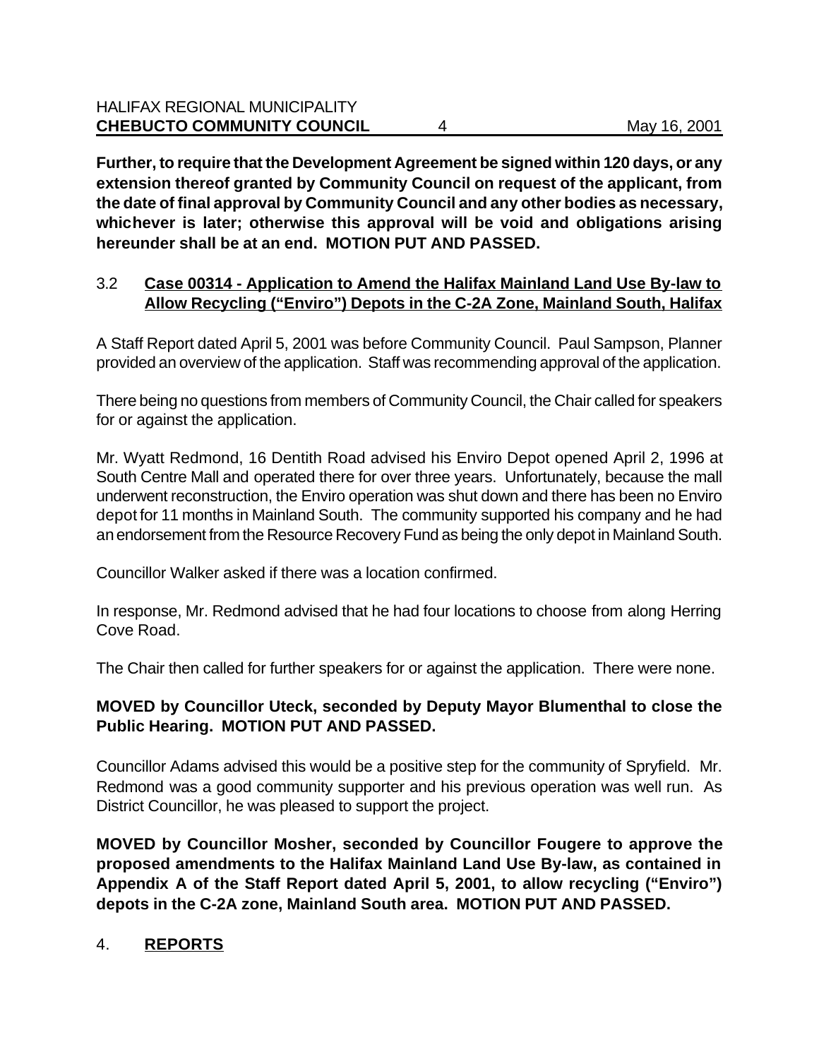**Further, to require that the Development Agreement be signed within 120 days, or any extension thereof granted by Community Council on request of the applicant, from the date of final approval by Community Council and any other bodies as necessary, whichever is later; otherwise this approval will be void and obligations arising hereunder shall be at an end. MOTION PUT AND PASSED.**

3.2 **Case 00314 - Application to Amend the Halifax Mainland Land Use By-law to Allow Recycling ("Enviro") Depots in the C-2A Zone, Mainland South, Halifax**

A Staff Report dated April 5, 2001 was before Community Council. Paul Sampson, Planner provided an overview of the application. Staff was recommending approval of the application.

There being no questions from members of Community Council, the Chair called for speakers for or against the application.

Mr. Wyatt Redmond, 16 Dentith Road advised his Enviro Depot opened April 2, 1996 at South Centre Mall and operated there for over three years. Unfortunately, because the mall underwent reconstruction, the Enviro operation was shut down and there has been no Enviro depot for 11 months in Mainland South. The community supported his company and he had an endorsement from the Resource Recovery Fund as being the only depot in Mainland South.

Councillor Walker asked if there was a location confirmed.

In response, Mr. Redmond advised that he had four locations to choose from along Herring Cove Road.

The Chair then called for further speakers for or against the application. There were none.

**MOVED by Councillor Uteck, seconded by Deputy Mayor Blumenthal to close the Public Hearing. MOTION PUT AND PASSED.**

Councillor Adams advised this would be a positive step for the community of Spryfield. Mr. Redmond was a good community supporter and his previous operation was well run. As District Councillor, he was pleased to support the project.

**MOVED by Councillor Mosher, seconded by Councillor Fougere to approve the proposed amendments to the Halifax Mainland Land Use By-law, as contained in Appendix A of the Staff Report dated April 5, 2001, to allow recycling ("Enviro") depots in the C-2A zone, Mainland South area. MOTION PUT AND PASSED.**

## 4. **REPORTS**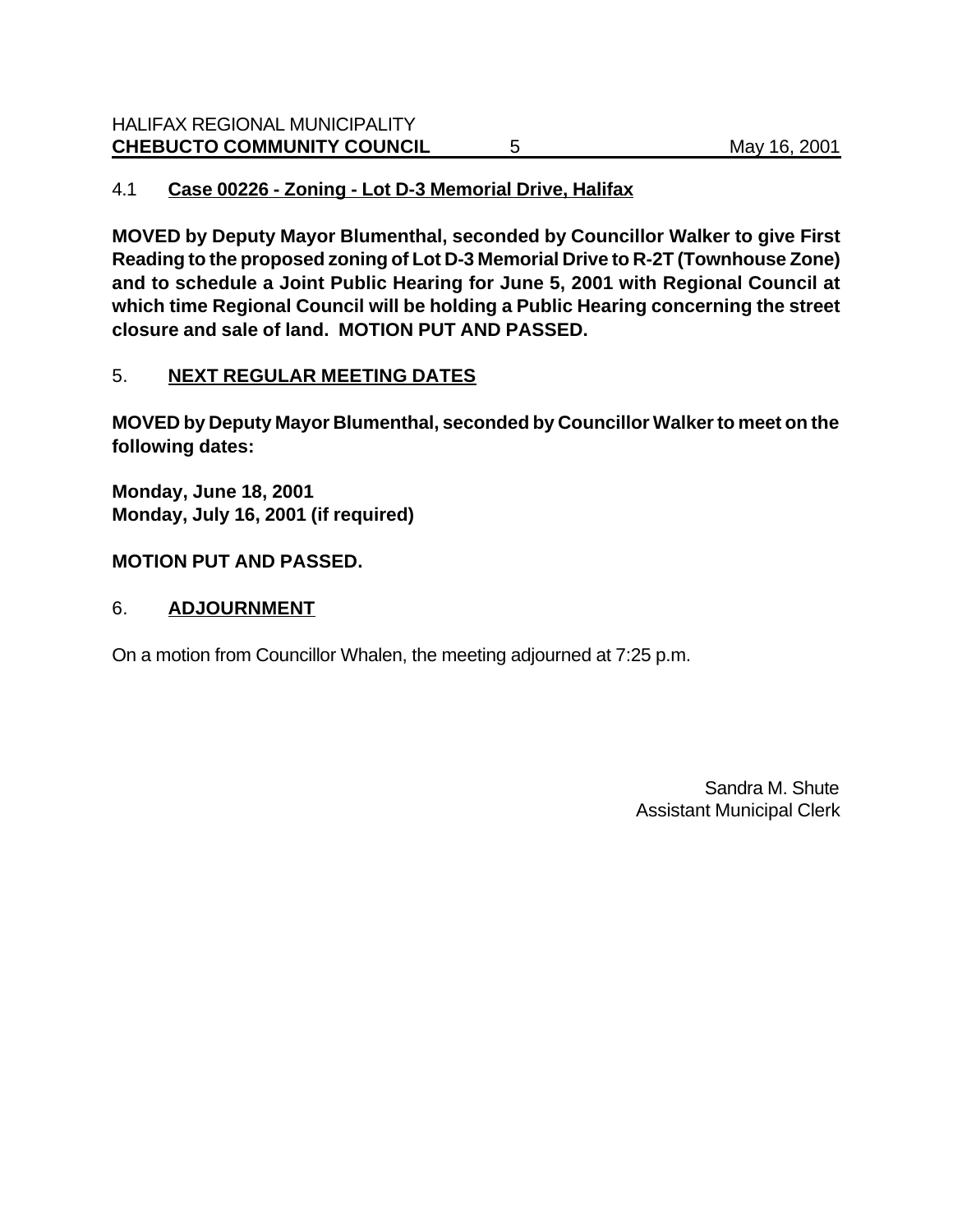4.1 **Case 00226 - Zoning - Lot D-3 Memorial Drive, Halifax**

**MOVED by Deputy Mayor Blumenthal, seconded by Councillor Walker to give First Reading to the proposed zoning of Lot D-3 Memorial Drive to R-2T (Townhouse Zone) and to schedule a Joint Public Hearing for June 5, 2001 with Regional Council at which time Regional Council will be holding a Public Hearing concerning the street closure and sale of land. MOTION PUT AND PASSED.**

## 5. NEXT REGULAR MEETING DATES

**MOVED by Deputy Mayor Blumenthal, seconded by Councillor Walker to meet on the following dates:**

**Monday, June 18, 2001**
**Monday, July 16, 2001 (if required)**

**MOTION PUT AND PASSED.**

## 6. ADJOURNMENT

On a motion from Councillor Whalen, the meeting adjourned at 7:25 p.m.

Sandra M. Shute
Assistant Municipal Clerk